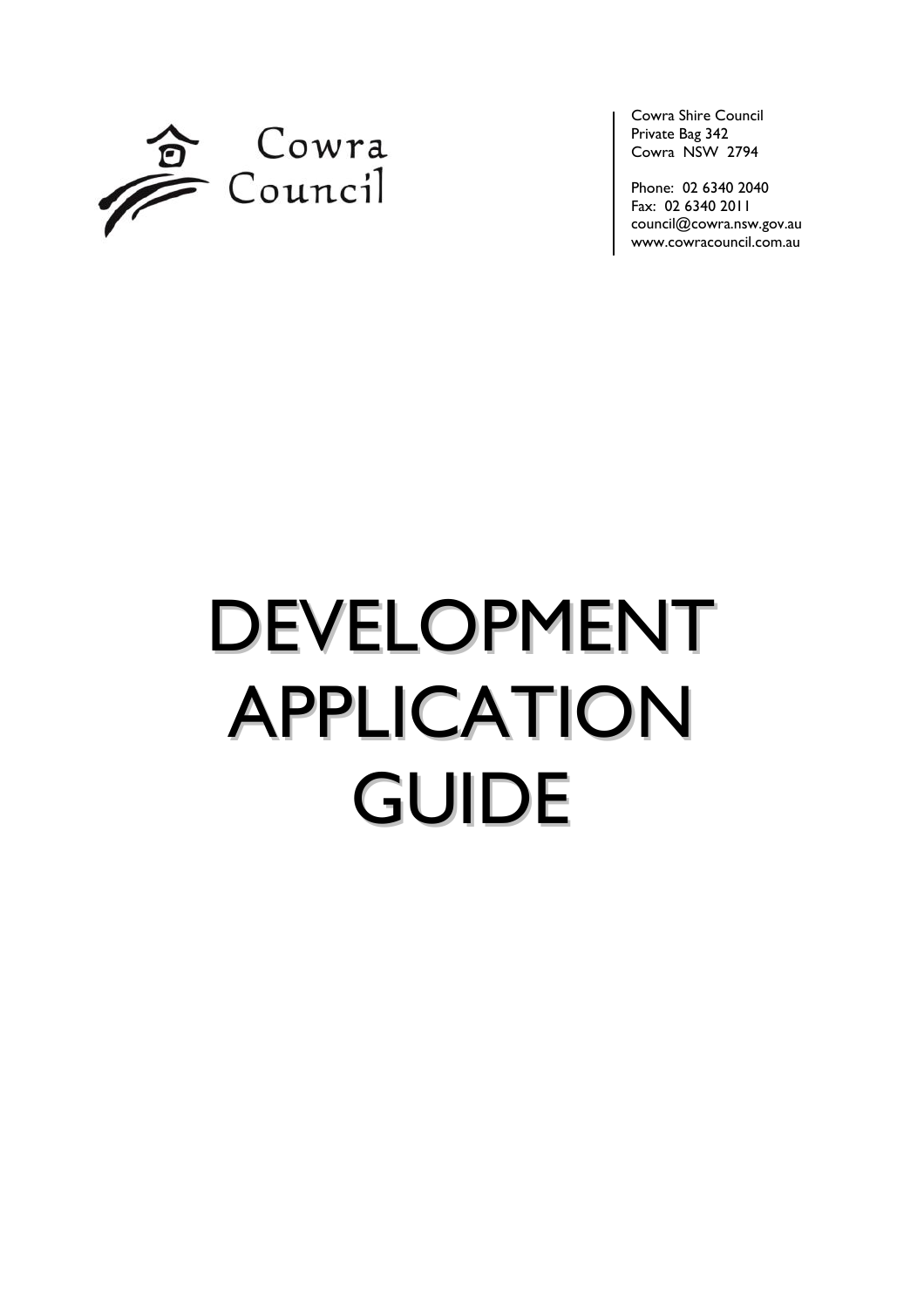Cowra Council

Cowra Shire Council
Private Bag 342
Cowra NSW 2794

Phone: 02 6340 2040
Fax: 02 6340 2011
council@cowra.nsw.gov.au
www.cowracouncil.com.au

# DEVELOPMENT APPLICATION GUIDE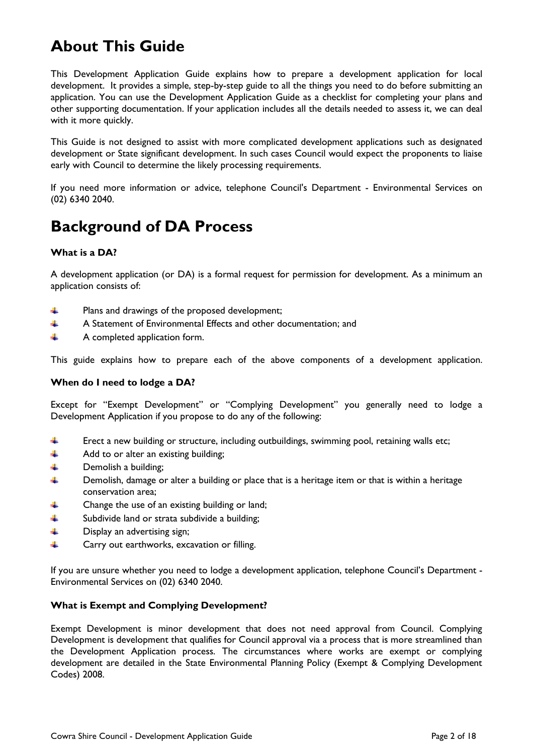# About This Guide

This Development Application Guide explains how to prepare a development application for local development. It provides a simple, step-by-step guide to all the things you need to do before submitting an application. You can use the Development Application Guide as a checklist for completing your plans and other supporting documentation. If your application includes all the details needed to assess it, we can deal with it more quickly.

This Guide is not designed to assist with more complicated development applications such as designated development or State significant development. In such cases Council would expect the proponents to liaise early with Council to determine the likely processing requirements.

If you need more information or advice, telephone Council's Department - Environmental Services on (02) 6340 2040.

# Background of DA Process

**What is a DA?**

A development application (or DA) is a formal request for permission for development. As a minimum an application consists of:

- Plans and drawings of the proposed development;
- A Statement of Environmental Effects and other documentation; and
- A completed application form.

This guide explains how to prepare each of the above components of a development application.

**When do I need to lodge a DA?**

Except for "Exempt Development" or "Complying Development" you generally need to lodge a Development Application if you propose to do any of the following:

- Erect a new building or structure, including outbuildings, swimming pool, retaining walls etc;
- Add to or alter an existing building;
- Demolish a building;
- Demolish, damage or alter a building or place that is a heritage item or that is within a heritage conservation area;
- Change the use of an existing building or land;
- Subdivide land or strata subdivide a building;
- Display an advertising sign;
- Carry out earthworks, excavation or filling.

If you are unsure whether you need to lodge a development application, telephone Council's Department - Environmental Services on (02) 6340 2040.

**What is Exempt and Complying Development?**

Exempt Development is minor development that does not need approval from Council. Complying Development is development that qualifies for Council approval via a process that is more streamlined than the Development Application process. The circumstances where works are exempt or complying development are detailed in the State Environmental Planning Policy (Exempt & Complying Development Codes) 2008.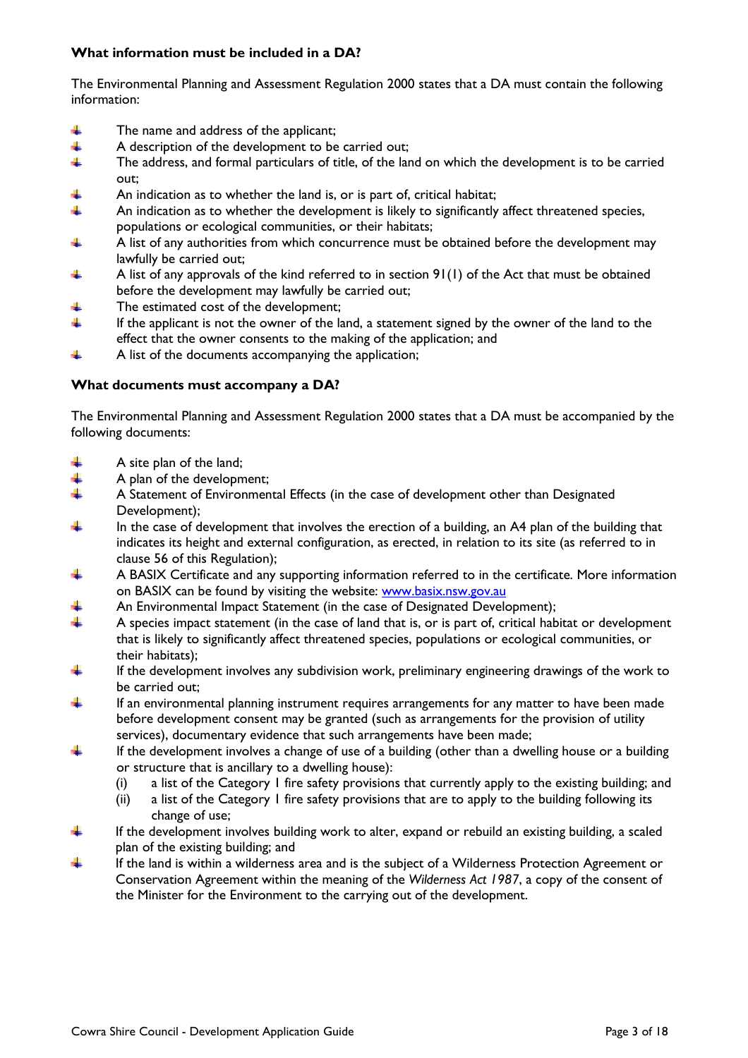**What information must be included in a DA?**

The Environmental Planning and Assessment Regulation 2000 states that a DA must contain the following information:

- The name and address of the applicant;
- A description of the development to be carried out;
- The address, and formal particulars of title, of the land on which the development is to be carried out;
- An indication as to whether the land is, or is part of, critical habitat;
- An indication as to whether the development is likely to significantly affect threatened species, populations or ecological communities, or their habitats;
- A list of any authorities from which concurrence must be obtained before the development may lawfully be carried out;
- A list of any approvals of the kind referred to in section 91(1) of the Act that must be obtained before the development may lawfully be carried out;
- The estimated cost of the development;
- If the applicant is not the owner of the land, a statement signed by the owner of the land to the effect that the owner consents to the making of the application; and
- A list of the documents accompanying the application;

**What documents must accompany a DA?**

The Environmental Planning and Assessment Regulation 2000 states that a DA must be accompanied by the following documents:

- A site plan of the land;
- A plan of the development;
- A Statement of Environmental Effects (in the case of development other than Designated Development);
- In the case of development that involves the erection of a building, an A4 plan of the building that indicates its height and external configuration, as erected, in relation to its site (as referred to in clause 56 of this Regulation);
- A BASIX Certificate and any supporting information referred to in the certificate. More information on BASIX can be found by visiting the website: www.basix.nsw.gov.au
- An Environmental Impact Statement (in the case of Designated Development);
- A species impact statement (in the case of land that is, or is part of, critical habitat or development that is likely to significantly affect threatened species, populations or ecological communities, or their habitats);
- If the development involves any subdivision work, preliminary engineering drawings of the work to be carried out;
- If an environmental planning instrument requires arrangements for any matter to have been made before development consent may be granted (such as arrangements for the provision of utility services), documentary evidence that such arrangements have been made;
- If the development involves a change of use of a building (other than a dwelling house or a building or structure that is ancillary to a dwelling house):
  - (i) a list of the Category 1 fire safety provisions that currently apply to the existing building; and
  - (ii) a list of the Category 1 fire safety provisions that are to apply to the building following its change of use;
- If the development involves building work to alter, expand or rebuild an existing building, a scaled plan of the existing building; and
- If the land is within a wilderness area and is the subject of a Wilderness Protection Agreement or Conservation Agreement within the meaning of the *Wilderness Act 1987*, a copy of the consent of the Minister for the Environment to the carrying out of the development.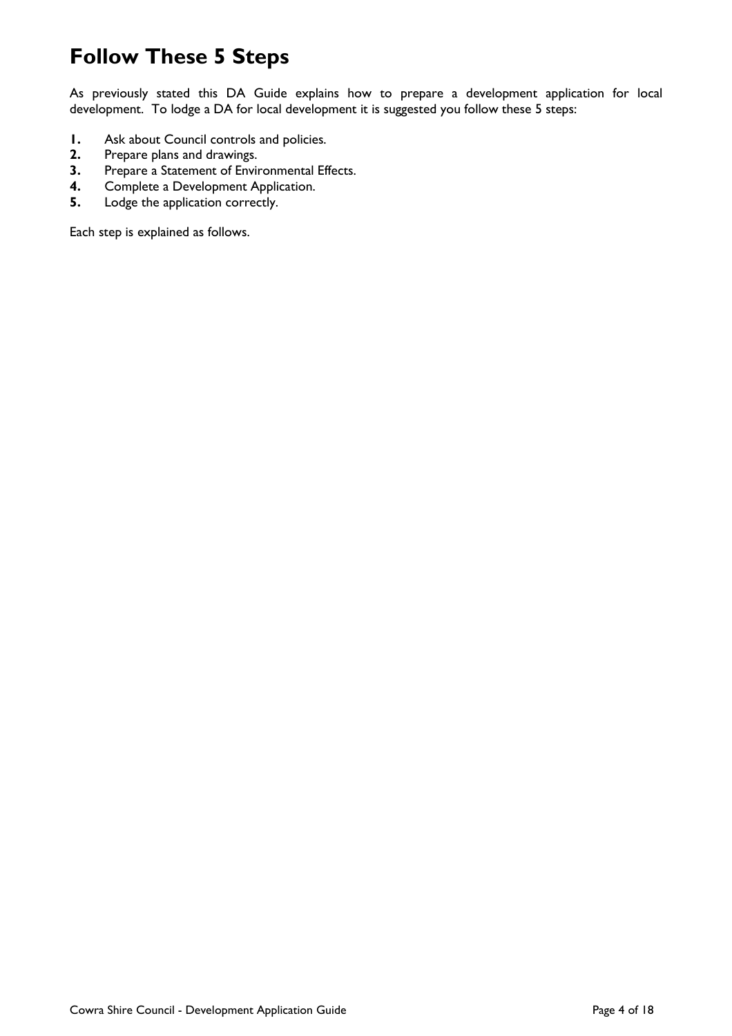# Follow These 5 Steps

As previously stated this DA Guide explains how to prepare a development application for local development. To lodge a DA for local development it is suggested you follow these 5 steps:

1. Ask about Council controls and policies.
2. Prepare plans and drawings.
3. Prepare a Statement of Environmental Effects.
4. Complete a Development Application.
5. Lodge the application correctly.

Each step is explained as follows.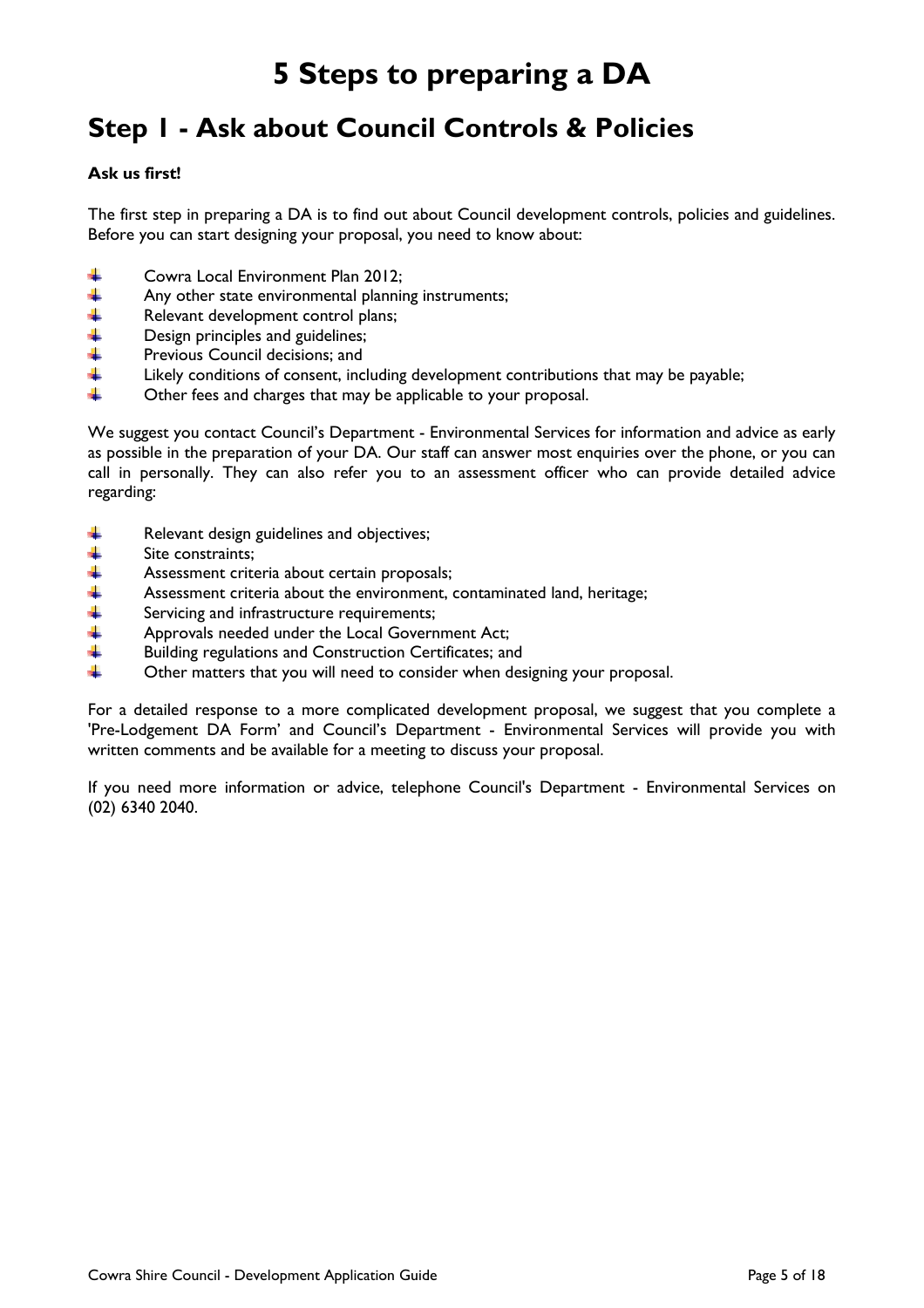# 5 Steps to preparing a DA

## Step 1 - Ask about Council Controls & Policies

**Ask us first!**

The first step in preparing a DA is to find out about Council development controls, policies and guidelines. Before you can start designing your proposal, you need to know about:

- Cowra Local Environment Plan 2012;
- Any other state environmental planning instruments;
- Relevant development control plans;
- Design principles and guidelines;
- Previous Council decisions; and
- Likely conditions of consent, including development contributions that may be payable;
- Other fees and charges that may be applicable to your proposal.

We suggest you contact Council's Department - Environmental Services for information and advice as early as possible in the preparation of your DA. Our staff can answer most enquiries over the phone, or you can call in personally. They can also refer you to an assessment officer who can provide detailed advice regarding:

- Relevant design guidelines and objectives;
- Site constraints;
- Assessment criteria about certain proposals;
- Assessment criteria about the environment, contaminated land, heritage;
- Servicing and infrastructure requirements;
- Approvals needed under the Local Government Act;
- Building regulations and Construction Certificates; and
- Other matters that you will need to consider when designing your proposal.

For a detailed response to a more complicated development proposal, we suggest that you complete a 'Pre-Lodgement DA Form' and Council's Department - Environmental Services will provide you with written comments and be available for a meeting to discuss your proposal.

If you need more information or advice, telephone Council's Department - Environmental Services on (02) 6340 2040.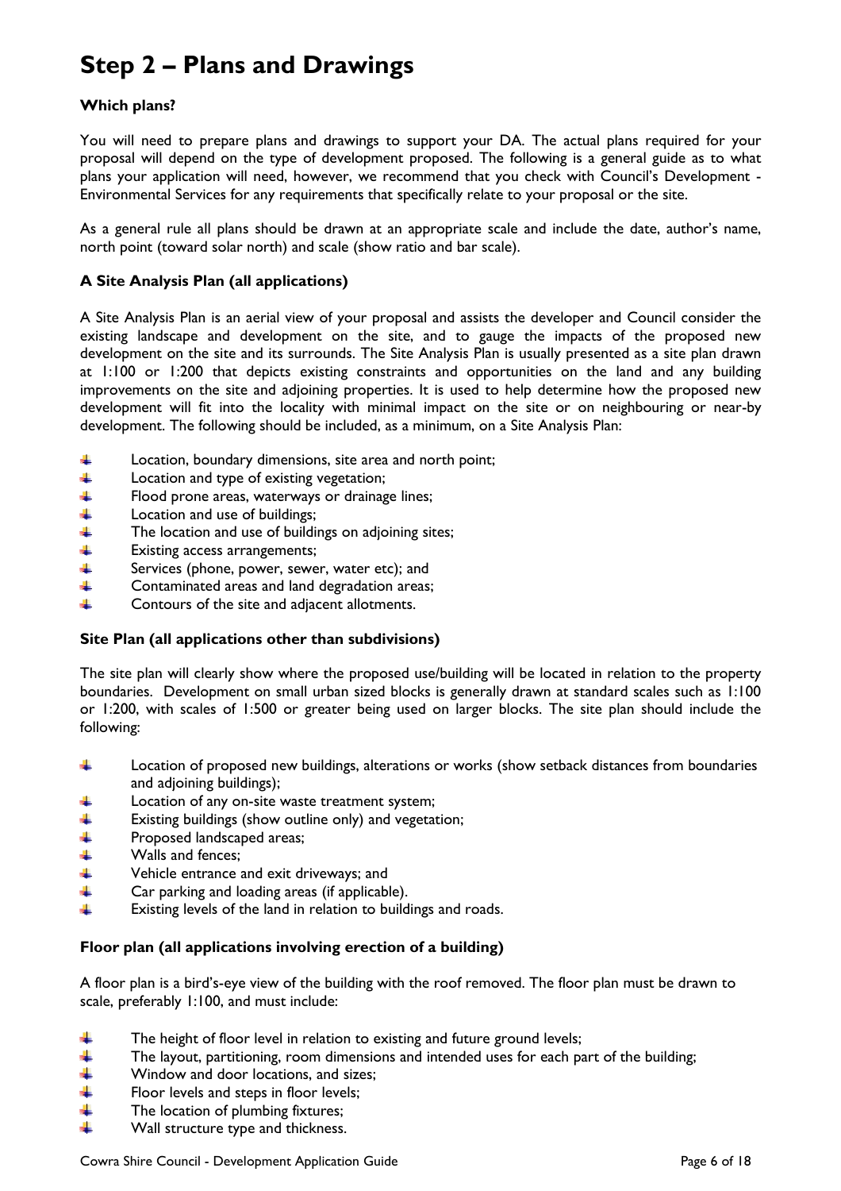# Step 2 – Plans and Drawings

**Which plans?**

You will need to prepare plans and drawings to support your DA. The actual plans required for your proposal will depend on the type of development proposed. The following is a general guide as to what plans your application will need, however, we recommend that you check with Council's Development - Environmental Services for any requirements that specifically relate to your proposal or the site.

As a general rule all plans should be drawn at an appropriate scale and include the date, author's name, north point (toward solar north) and scale (show ratio and bar scale).

**A Site Analysis Plan (all applications)**

A Site Analysis Plan is an aerial view of your proposal and assists the developer and Council consider the existing landscape and development on the site, and to gauge the impacts of the proposed new development on the site and its surrounds. The Site Analysis Plan is usually presented as a site plan drawn at 1:100 or 1:200 that depicts existing constraints and opportunities on the land and any building improvements on the site and adjoining properties. It is used to help determine how the proposed new development will fit into the locality with minimal impact on the site or on neighbouring or near-by development. The following should be included, as a minimum, on a Site Analysis Plan:

- Location, boundary dimensions, site area and north point;
- Location and type of existing vegetation;
- Flood prone areas, waterways or drainage lines;
- Location and use of buildings;
- The location and use of buildings on adjoining sites;
- Existing access arrangements;
- Services (phone, power, sewer, water etc); and
- Contaminated areas and land degradation areas;
- Contours of the site and adjacent allotments.

**Site Plan (all applications other than subdivisions)**

The site plan will clearly show where the proposed use/building will be located in relation to the property boundaries. Development on small urban sized blocks is generally drawn at standard scales such as 1:100 or 1:200, with scales of 1:500 or greater being used on larger blocks. The site plan should include the following:

- Location of proposed new buildings, alterations or works (show setback distances from boundaries and adjoining buildings);
- Location of any on-site waste treatment system;
- Existing buildings (show outline only) and vegetation;
- Proposed landscaped areas;
- Walls and fences;
- Vehicle entrance and exit driveways; and
- Car parking and loading areas (if applicable).
- Existing levels of the land in relation to buildings and roads.

**Floor plan (all applications involving erection of a building)**

A floor plan is a bird's-eye view of the building with the roof removed. The floor plan must be drawn to scale, preferably 1:100, and must include:

- The height of floor level in relation to existing and future ground levels;
- The layout, partitioning, room dimensions and intended uses for each part of the building;
- Window and door locations, and sizes;
- Floor levels and steps in floor levels;
- The location of plumbing fixtures;
- Wall structure type and thickness.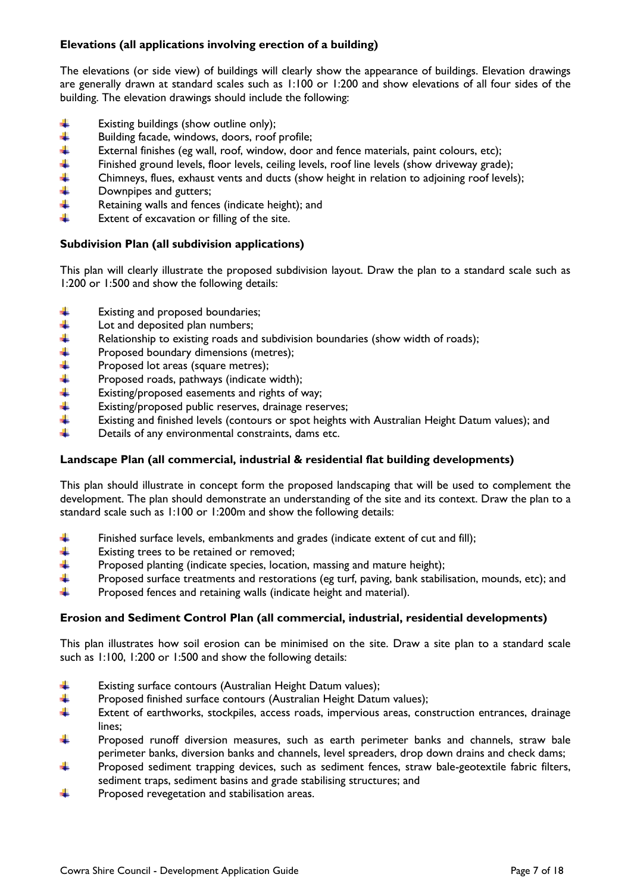**Elevations (all applications involving erection of a building)**

The elevations (or side view) of buildings will clearly show the appearance of buildings. Elevation drawings are generally drawn at standard scales such as 1:100 or 1:200 and show elevations of all four sides of the building. The elevation drawings should include the following:

- Existing buildings (show outline only);
- Building facade, windows, doors, roof profile;
- External finishes (eg wall, roof, window, door and fence materials, paint colours, etc);
- Finished ground levels, floor levels, ceiling levels, roof line levels (show driveway grade);
- Chimneys, flues, exhaust vents and ducts (show height in relation to adjoining roof levels);
- Downpipes and gutters;
- Retaining walls and fences (indicate height); and
- Extent of excavation or filling of the site.

**Subdivision Plan (all subdivision applications)**

This plan will clearly illustrate the proposed subdivision layout. Draw the plan to a standard scale such as 1:200 or 1:500 and show the following details:

- Existing and proposed boundaries;
- Lot and deposited plan numbers;
- Relationship to existing roads and subdivision boundaries (show width of roads);
- Proposed boundary dimensions (metres);
- Proposed lot areas (square metres);
- Proposed roads, pathways (indicate width);
- Existing/proposed easements and rights of way;
- Existing/proposed public reserves, drainage reserves;
- Existing and finished levels (contours or spot heights with Australian Height Datum values); and
- Details of any environmental constraints, dams etc.

**Landscape Plan (all commercial, industrial & residential flat building developments)**

This plan should illustrate in concept form the proposed landscaping that will be used to complement the development. The plan should demonstrate an understanding of the site and its context. Draw the plan to a standard scale such as 1:100 or 1:200m and show the following details:

- Finished surface levels, embankments and grades (indicate extent of cut and fill);
- Existing trees to be retained or removed;
- Proposed planting (indicate species, location, massing and mature height);
- Proposed surface treatments and restorations (eg turf, paving, bank stabilisation, mounds, etc); and
- Proposed fences and retaining walls (indicate height and material).

**Erosion and Sediment Control Plan (all commercial, industrial, residential developments)**

This plan illustrates how soil erosion can be minimised on the site. Draw a site plan to a standard scale such as 1:100, 1:200 or 1:500 and show the following details:

- Existing surface contours (Australian Height Datum values);
- Proposed finished surface contours (Australian Height Datum values);
- Extent of earthworks, stockpiles, access roads, impervious areas, construction entrances, drainage lines;
- Proposed runoff diversion measures, such as earth perimeter banks and channels, straw bale perimeter banks, diversion banks and channels, level spreaders, drop down drains and check dams;
- Proposed sediment trapping devices, such as sediment fences, straw bale-geotextile fabric filters, sediment traps, sediment basins and grade stabilising structures; and
- Proposed revegetation and stabilisation areas.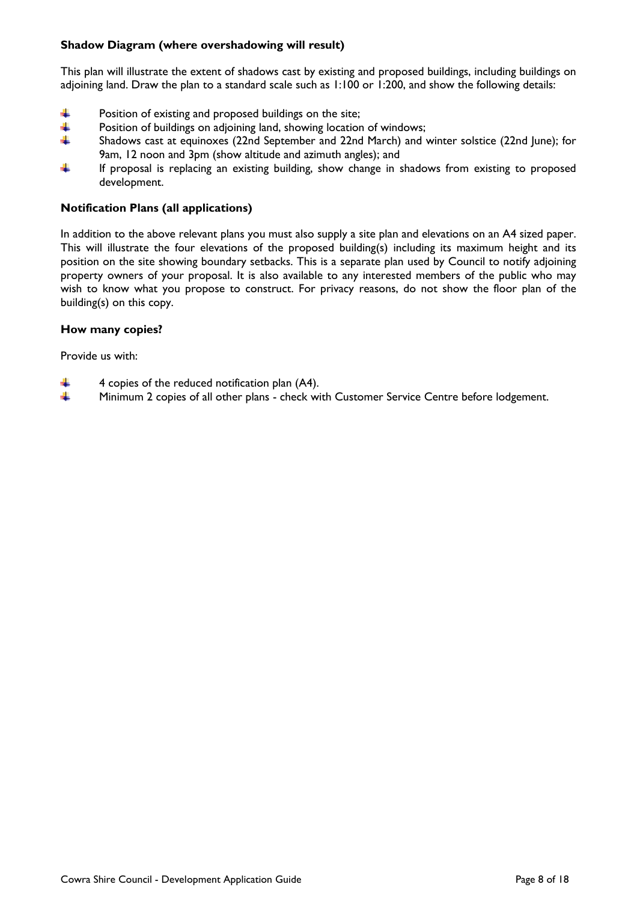### Shadow Diagram (where overshadowing will result)

This plan will illustrate the extent of shadows cast by existing and proposed buildings, including buildings on adjoining land. Draw the plan to a standard scale such as 1:100 or 1:200, and show the following details:

- Position of existing and proposed buildings on the site;
- Position of buildings on adjoining land, showing location of windows;
- Shadows cast at equinoxes (22nd September and 22nd March) and winter solstice (22nd June); for 9am, 12 noon and 3pm (show altitude and azimuth angles); and
- If proposal is replacing an existing building, show change in shadows from existing to proposed development.

### Notification Plans (all applications)

In addition to the above relevant plans you must also supply a site plan and elevations on an A4 sized paper. This will illustrate the four elevations of the proposed building(s) including its maximum height and its position on the site showing boundary setbacks. This is a separate plan used by Council to notify adjoining property owners of your proposal. It is also available to any interested members of the public who may wish to know what you propose to construct. For privacy reasons, do not show the floor plan of the building(s) on this copy.

### How many copies?

Provide us with:

- 4 copies of the reduced notification plan (A4).
- Minimum 2 copies of all other plans - check with Customer Service Centre before lodgement.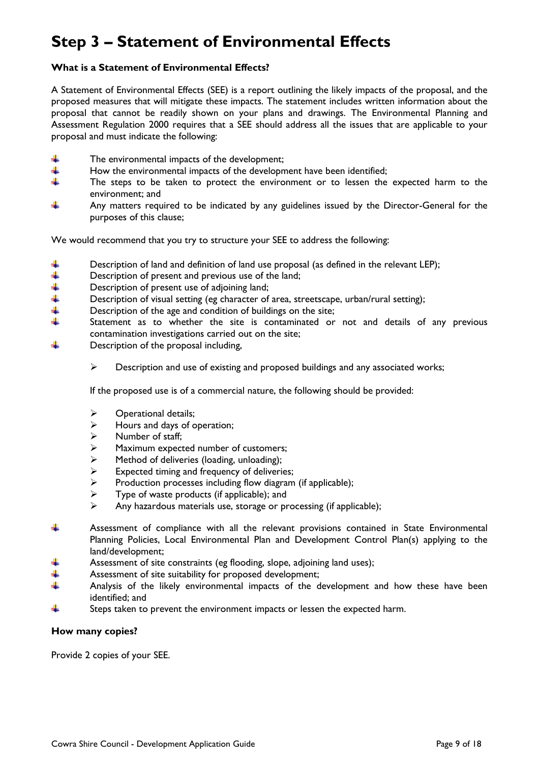# Step 3 – Statement of Environmental Effects

**What is a Statement of Environmental Effects?**

A Statement of Environmental Effects (SEE) is a report outlining the likely impacts of the proposal, and the proposed measures that will mitigate these impacts. The statement includes written information about the proposal that cannot be readily shown on your plans and drawings. The Environmental Planning and Assessment Regulation 2000 requires that a SEE should address all the issues that are applicable to your proposal and must indicate the following:

- The environmental impacts of the development;
- How the environmental impacts of the development have been identified;
- The steps to be taken to protect the environment or to lessen the expected harm to the environment; and
- Any matters required to be indicated by any guidelines issued by the Director-General for the purposes of this clause;

We would recommend that you try to structure your SEE to address the following:

- Description of land and definition of land use proposal (as defined in the relevant LEP);
- Description of present and previous use of the land;
- Description of present use of adjoining land;
- Description of visual setting (eg character of area, streetscape, urban/rural setting);
- Description of the age and condition of buildings on the site;
- Statement as to whether the site is contaminated or not and details of any previous contamination investigations carried out on the site;
- Description of the proposal including,
  - Description and use of existing and proposed buildings and any associated works;

  If the proposed use is of a commercial nature, the following should be provided:

  - Operational details;
  - Hours and days of operation;
  - Number of staff;
  - Maximum expected number of customers;
  - Method of deliveries (loading, unloading);
  - Expected timing and frequency of deliveries;
  - Production processes including flow diagram (if applicable);
  - Type of waste products (if applicable); and
  - Any hazardous materials use, storage or processing (if applicable);
- Assessment of compliance with all the relevant provisions contained in State Environmental Planning Policies, Local Environmental Plan and Development Control Plan(s) applying to the land/development;
- Assessment of site constraints (eg flooding, slope, adjoining land uses);
- Assessment of site suitability for proposed development;
- Analysis of the likely environmental impacts of the development and how these have been identified; and
- Steps taken to prevent the environment impacts or lessen the expected harm.

**How many copies?**

Provide 2 copies of your SEE.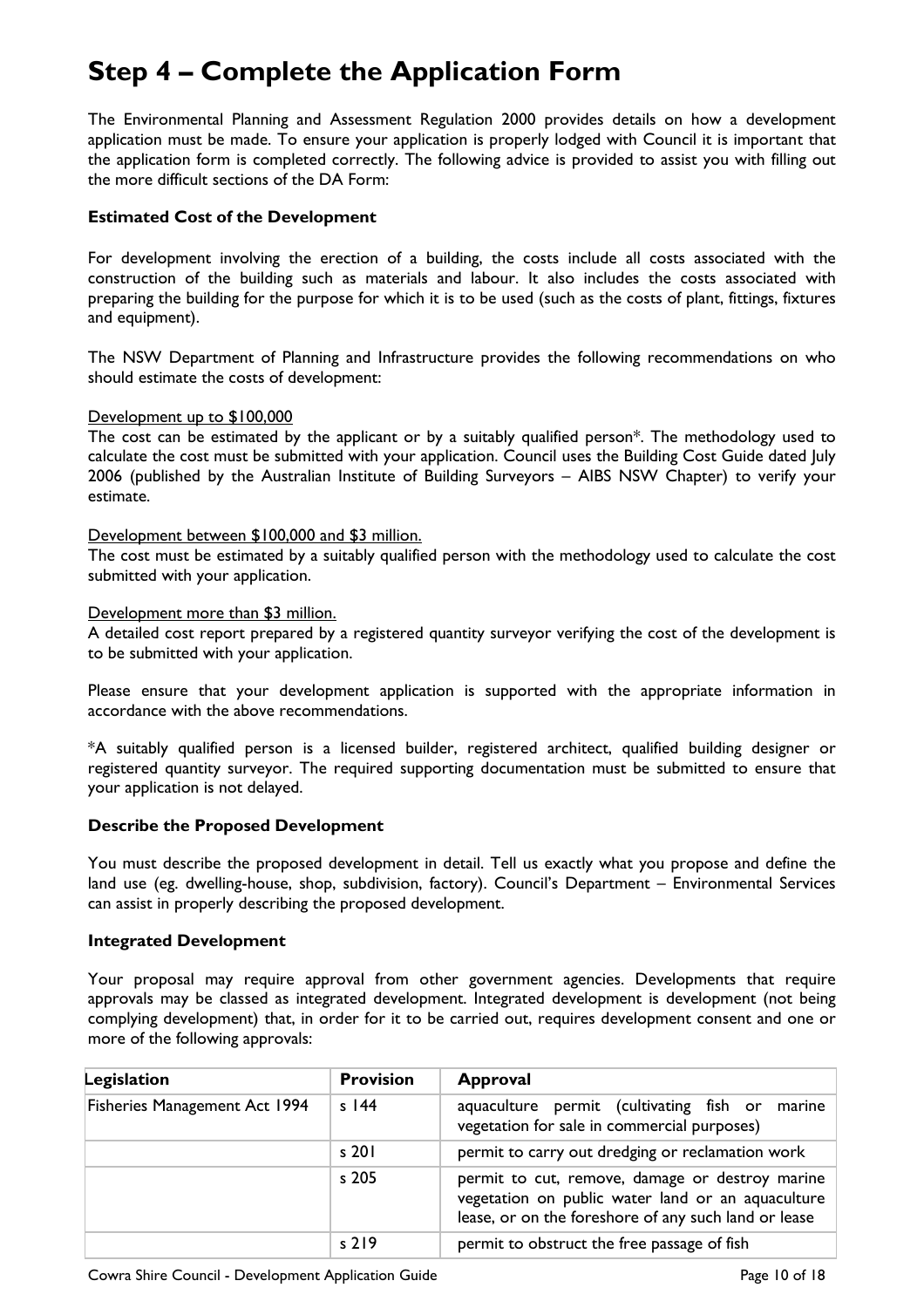# Step 4 – Complete the Application Form

The Environmental Planning and Assessment Regulation 2000 provides details on how a development application must be made. To ensure your application is properly lodged with Council it is important that the application form is completed correctly. The following advice is provided to assist you with filling out the more difficult sections of the DA Form:

### Estimated Cost of the Development

For development involving the erection of a building, the costs include all costs associated with the construction of the building such as materials and labour. It also includes the costs associated with preparing the building for the purpose for which it is to be used (such as the costs of plant, fittings, fixtures and equipment).

The NSW Department of Planning and Infrastructure provides the following recommendations on who should estimate the costs of development:

Development up to $100,000
The cost can be estimated by the applicant or by a suitably qualified person*. The methodology used to calculate the cost must be submitted with your application. Council uses the Building Cost Guide dated July 2006 (published by the Australian Institute of Building Surveyors – AIBS NSW Chapter) to verify your estimate.

Development between $100,000 and $3 million.
The cost must be estimated by a suitably qualified person with the methodology used to calculate the cost submitted with your application.

Development more than $3 million.
A detailed cost report prepared by a registered quantity surveyor verifying the cost of the development is to be submitted with your application.

Please ensure that your development application is supported with the appropriate information in accordance with the above recommendations.

*A suitably qualified person is a licensed builder, registered architect, qualified building designer or registered quantity surveyor. The required supporting documentation must be submitted to ensure that your application is not delayed.

### Describe the Proposed Development

You must describe the proposed development in detail. Tell us exactly what you propose and define the land use (eg. dwelling-house, shop, subdivision, factory). Council's Department – Environmental Services can assist in properly describing the proposed development.

### Integrated Development

Your proposal may require approval from other government agencies. Developments that require approvals may be classed as integrated development. Integrated development is development (not being complying development) that, in order for it to be carried out, requires development consent and one or more of the following approvals:

| Legislation | Provision | Approval |
|---|---|---|
| Fisheries Management Act 1994 | s 144 | aquaculture permit (cultivating fish or marine vegetation for sale in commercial purposes) |
| | s 201 | permit to carry out dredging or reclamation work |
| | s 205 | permit to cut, remove, damage or destroy marine vegetation on public water land or an aquaculture lease, or on the foreshore of any such land or lease |
| | s 219 | permit to obstruct the free passage of fish |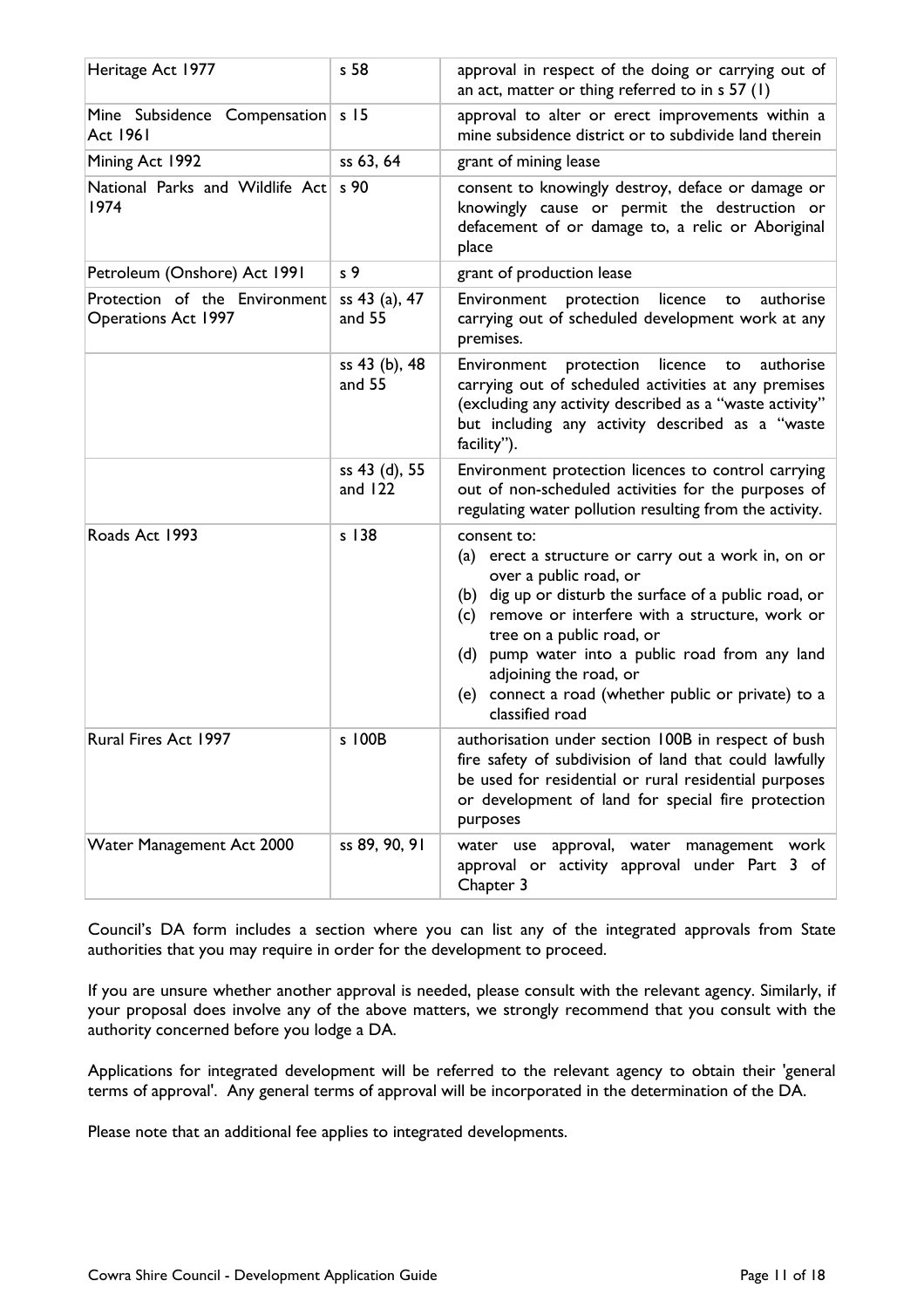| Heritage Act 1977 | s 58 | approval in respect of the doing or carrying out of an act, matter or thing referred to in s 57 (1) |
|---|---|---|
| Mine Subsidence Compensation Act 1961 | s 15 | approval to alter or erect improvements within a mine subsidence district or to subdivide land therein |
| Mining Act 1992 | ss 63, 64 | grant of mining lease |
| National Parks and Wildlife Act 1974 | s 90 | consent to knowingly destroy, deface or damage or knowingly cause or permit the destruction or defacement of or damage to, a relic or Aboriginal place |
| Petroleum (Onshore) Act 1991 | s 9 | grant of production lease |
| Protection of the Environment Operations Act 1997 | ss 43 (a), 47 and 55 | Environment protection licence to authorise carrying out of scheduled development work at any premises. |
| | ss 43 (b), 48 and 55 | Environment protection licence to authorise carrying out of scheduled activities at any premises (excluding any activity described as a "waste activity" but including any activity described as a "waste facility"). |
| | ss 43 (d), 55 and 122 | Environment protection licences to control carrying out of non-scheduled activities for the purposes of regulating water pollution resulting from the activity. |
| Roads Act 1993 | s 138 | consent to:<br>(a) erect a structure or carry out a work in, on or over a public road, or<br>(b) dig up or disturb the surface of a public road, or<br>(c) remove or interfere with a structure, work or tree on a public road, or<br>(d) pump water into a public road from any land adjoining the road, or<br>(e) connect a road (whether public or private) to a classified road |
| Rural Fires Act 1997 | s 100B | authorisation under section 100B in respect of bush fire safety of subdivision of land that could lawfully be used for residential or rural residential purposes or development of land for special fire protection purposes |
| Water Management Act 2000 | ss 89, 90, 91 | water use approval, water management work approval or activity approval under Part 3 of Chapter 3 |

Council's DA form includes a section where you can list any of the integrated approvals from State authorities that you may require in order for the development to proceed.

If you are unsure whether another approval is needed, please consult with the relevant agency. Similarly, if your proposal does involve any of the above matters, we strongly recommend that you consult with the authority concerned before you lodge a DA.

Applications for integrated development will be referred to the relevant agency to obtain their 'general terms of approval'. Any general terms of approval will be incorporated in the determination of the DA.

Please note that an additional fee applies to integrated developments.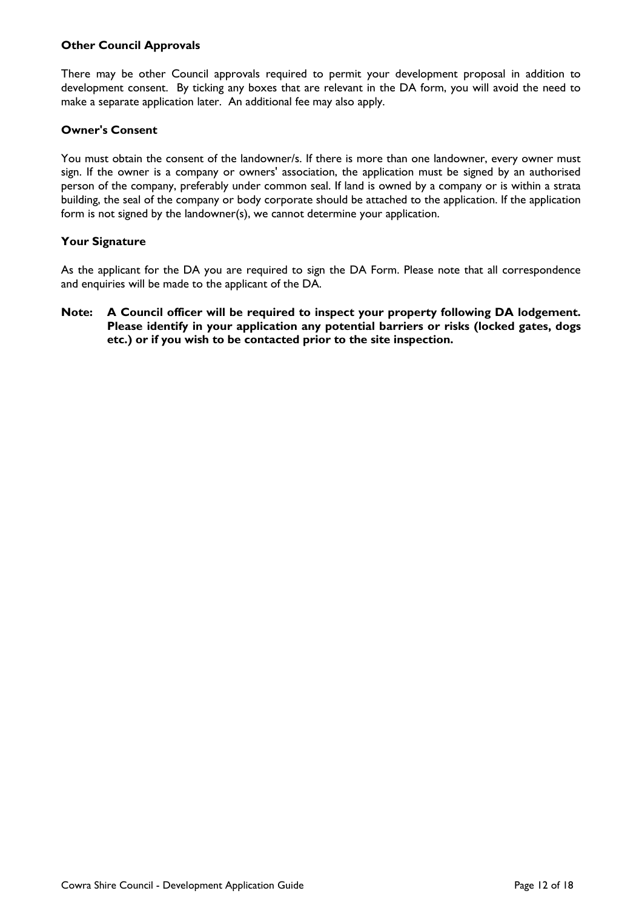### Other Council Approvals

There may be other Council approvals required to permit your development proposal in addition to development consent. By ticking any boxes that are relevant in the DA form, you will avoid the need to make a separate application later. An additional fee may also apply.

### Owner's Consent

You must obtain the consent of the landowner/s. If there is more than one landowner, every owner must sign. If the owner is a company or owners' association, the application must be signed by an authorised person of the company, preferably under common seal. If land is owned by a company or is within a strata building, the seal of the company or body corporate should be attached to the application. If the application form is not signed by the landowner(s), we cannot determine your application.

### Your Signature

As the applicant for the DA you are required to sign the DA Form. Please note that all correspondence and enquiries will be made to the applicant of the DA.

**Note: A Council officer will be required to inspect your property following DA lodgement. Please identify in your application any potential barriers or risks (locked gates, dogs etc.) or if you wish to be contacted prior to the site inspection.**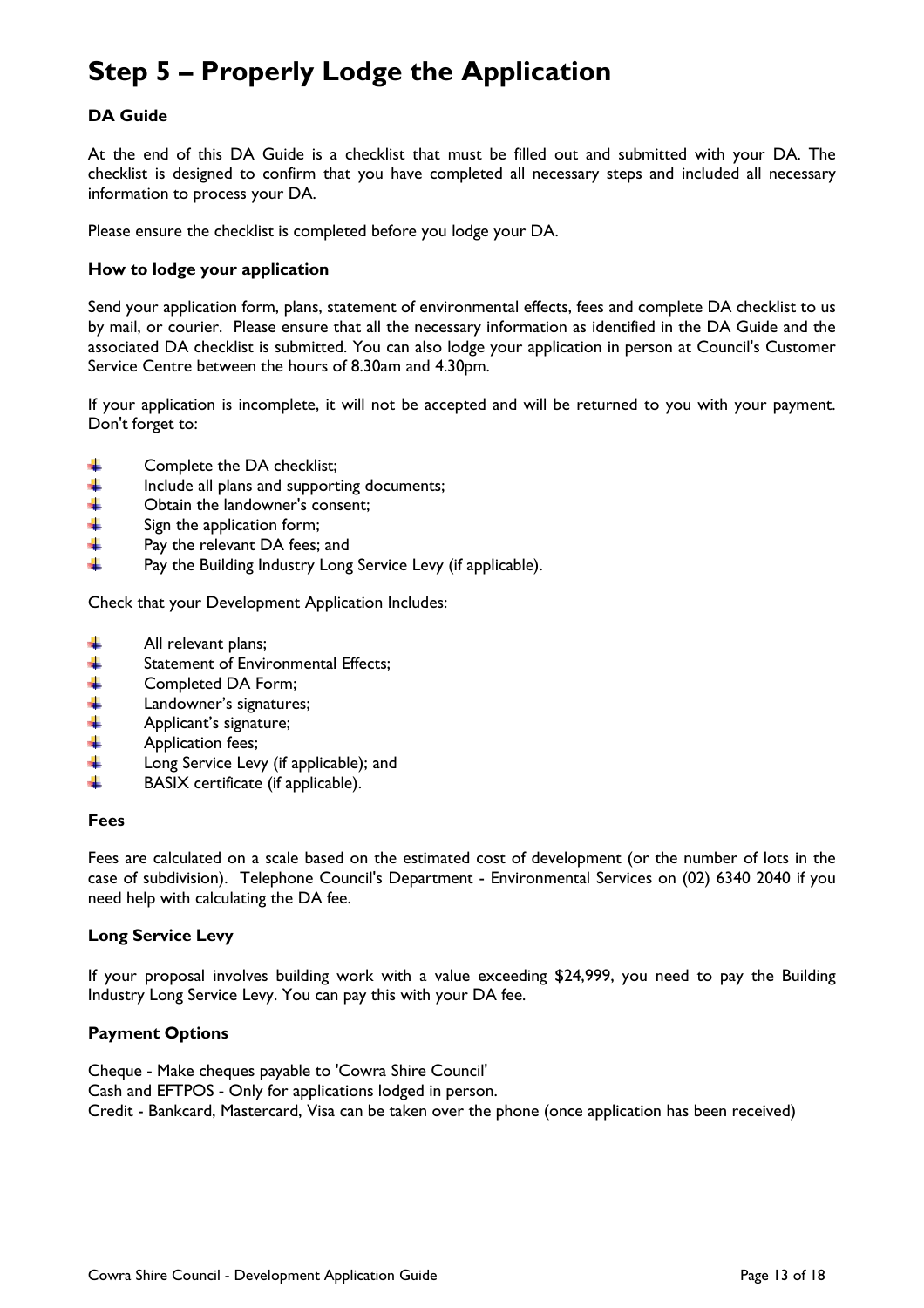# Step 5 – Properly Lodge the Application

### DA Guide

At the end of this DA Guide is a checklist that must be filled out and submitted with your DA. The checklist is designed to confirm that you have completed all necessary steps and included all necessary information to process your DA.

Please ensure the checklist is completed before you lodge your DA.

### How to lodge your application

Send your application form, plans, statement of environmental effects, fees and complete DA checklist to us by mail, or courier. Please ensure that all the necessary information as identified in the DA Guide and the associated DA checklist is submitted. You can also lodge your application in person at Council's Customer Service Centre between the hours of 8.30am and 4.30pm.

If your application is incomplete, it will not be accepted and will be returned to you with your payment. Don't forget to:

- Complete the DA checklist;
- Include all plans and supporting documents;
- Obtain the landowner's consent;
- Sign the application form;
- Pay the relevant DA fees; and
- Pay the Building Industry Long Service Levy (if applicable).

Check that your Development Application Includes:

- All relevant plans;
- Statement of Environmental Effects;
- Completed DA Form;
- Landowner's signatures;
- Applicant's signature;
- Application fees;
- Long Service Levy (if applicable); and
- BASIX certificate (if applicable).

### Fees

Fees are calculated on a scale based on the estimated cost of development (or the number of lots in the case of subdivision). Telephone Council's Department - Environmental Services on (02) 6340 2040 if you need help with calculating the DA fee.

### Long Service Levy

If your proposal involves building work with a value exceeding $24,999, you need to pay the Building Industry Long Service Levy. You can pay this with your DA fee.

### Payment Options

Cheque - Make cheques payable to 'Cowra Shire Council'
Cash and EFTPOS - Only for applications lodged in person.
Credit - Bankcard, Mastercard, Visa can be taken over the phone (once application has been received)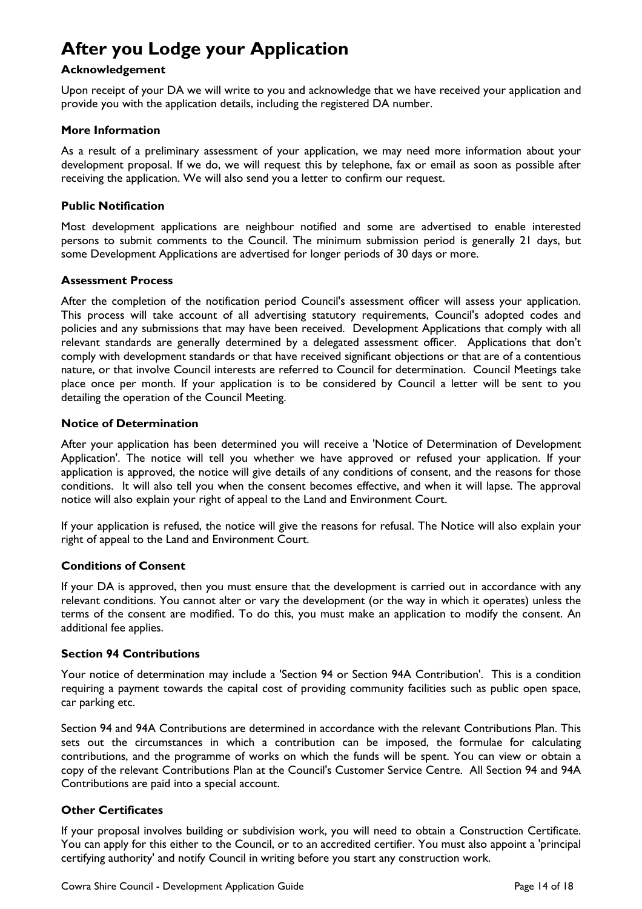# After you Lodge your Application

### Acknowledgement

Upon receipt of your DA we will write to you and acknowledge that we have received your application and provide you with the application details, including the registered DA number.

### More Information

As a result of a preliminary assessment of your application, we may need more information about your development proposal. If we do, we will request this by telephone, fax or email as soon as possible after receiving the application. We will also send you a letter to confirm our request.

### Public Notification

Most development applications are neighbour notified and some are advertised to enable interested persons to submit comments to the Council. The minimum submission period is generally 21 days, but some Development Applications are advertised for longer periods of 30 days or more.

### Assessment Process

After the completion of the notification period Council's assessment officer will assess your application. This process will take account of all advertising statutory requirements, Council's adopted codes and policies and any submissions that may have been received. Development Applications that comply with all relevant standards are generally determined by a delegated assessment officer. Applications that don't comply with development standards or that have received significant objections or that are of a contentious nature, or that involve Council interests are referred to Council for determination. Council Meetings take place once per month. If your application is to be considered by Council a letter will be sent to you detailing the operation of the Council Meeting.

### Notice of Determination

After your application has been determined you will receive a 'Notice of Determination of Development Application'. The notice will tell you whether we have approved or refused your application. If your application is approved, the notice will give details of any conditions of consent, and the reasons for those conditions. It will also tell you when the consent becomes effective, and when it will lapse. The approval notice will also explain your right of appeal to the Land and Environment Court.

If your application is refused, the notice will give the reasons for refusal. The Notice will also explain your right of appeal to the Land and Environment Court.

### Conditions of Consent

If your DA is approved, then you must ensure that the development is carried out in accordance with any relevant conditions. You cannot alter or vary the development (or the way in which it operates) unless the terms of the consent are modified. To do this, you must make an application to modify the consent. An additional fee applies.

### Section 94 Contributions

Your notice of determination may include a 'Section 94 or Section 94A Contribution'. This is a condition requiring a payment towards the capital cost of providing community facilities such as public open space, car parking etc.

Section 94 and 94A Contributions are determined in accordance with the relevant Contributions Plan. This sets out the circumstances in which a contribution can be imposed, the formulae for calculating contributions, and the programme of works on which the funds will be spent. You can view or obtain a copy of the relevant Contributions Plan at the Council's Customer Service Centre. All Section 94 and 94A Contributions are paid into a special account.

### Other Certificates

If your proposal involves building or subdivision work, you will need to obtain a Construction Certificate. You can apply for this either to the Council, or to an accredited certifier. You must also appoint a 'principal certifying authority' and notify Council in writing before you start any construction work.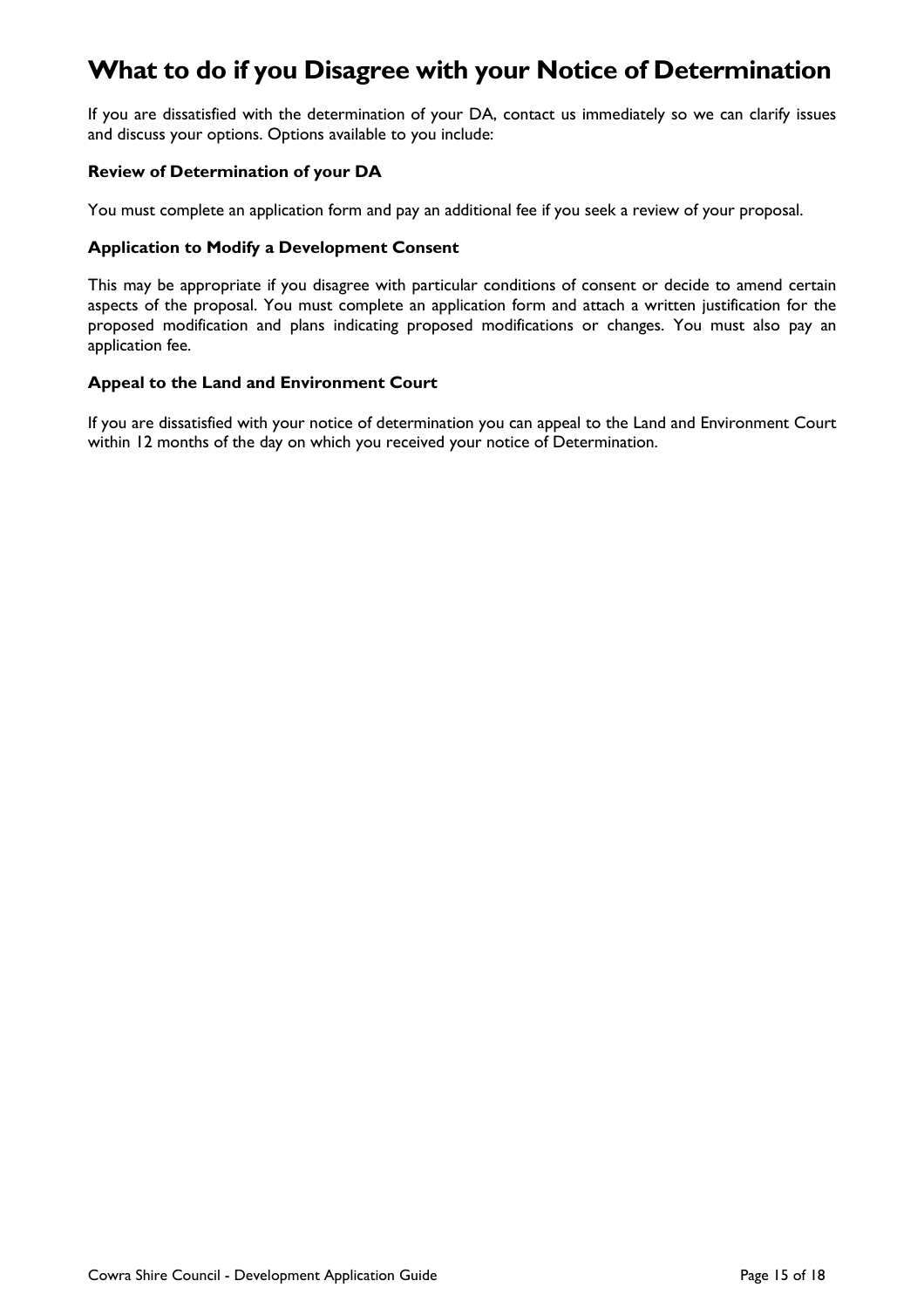# What to do if you Disagree with your Notice of Determination

If you are dissatisfied with the determination of your DA, contact us immediately so we can clarify issues and discuss your options. Options available to you include:

**Review of Determination of your DA**

You must complete an application form and pay an additional fee if you seek a review of your proposal.

**Application to Modify a Development Consent**

This may be appropriate if you disagree with particular conditions of consent or decide to amend certain aspects of the proposal. You must complete an application form and attach a written justification for the proposed modification and plans indicating proposed modifications or changes. You must also pay an application fee.

**Appeal to the Land and Environment Court**

If you are dissatisfied with your notice of determination you can appeal to the Land and Environment Court within 12 months of the day on which you received your notice of Determination.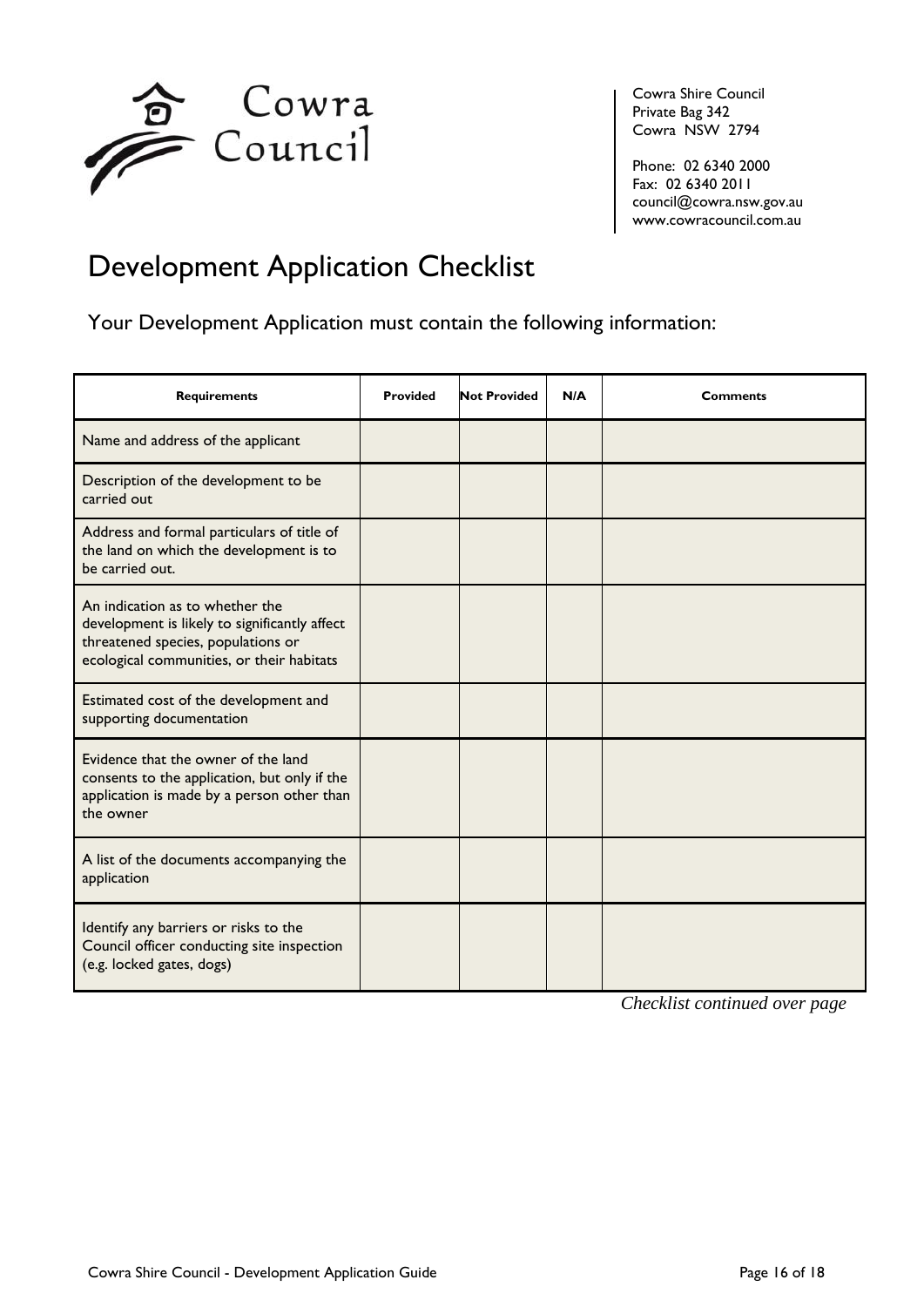Cowra Council

Cowra Shire Council
Private Bag 342
Cowra NSW 2794

Phone: 02 6340 2000
Fax: 02 6340 2011
council@cowra.nsw.gov.au
www.cowracouncil.com.au

# Development Application Checklist

## Your Development Application must contain the following information:

| Requirements | Provided | Not Provided | N/A | Comments |
|---|---|---|---|---|
| Name and address of the applicant | | | | |
| Description of the development to be carried out | | | | |
| Address and formal particulars of title of the land on which the development is to be carried out. | | | | |
| An indication as to whether the development is likely to significantly affect threatened species, populations or ecological communities, or their habitats | | | | |
| Estimated cost of the development and supporting documentation | | | | |
| Evidence that the owner of the land consents to the application, but only if the application is made by a person other than the owner | | | | |
| A list of the documents accompanying the application | | | | |
| Identify any barriers or risks to the Council officer conducting site inspection (e.g. locked gates, dogs) | | | | |

*Checklist continued over page*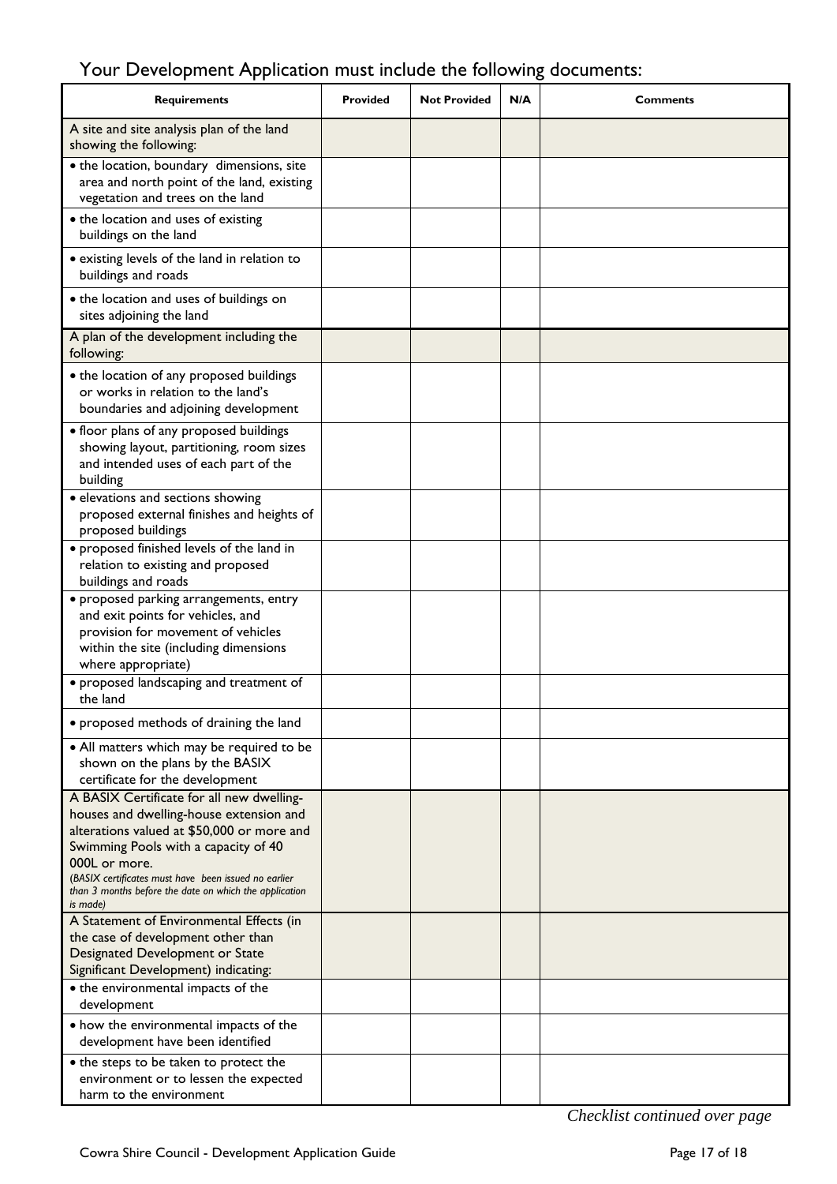## Your Development Application must include the following documents:

| Requirements | Provided | Not Provided | N/A | Comments |
|---|---|---|---|---|
| A site and site analysis plan of the land showing the following: | | | | |
| • the location, boundary dimensions, site area and north point of the land, existing vegetation and trees on the land | | | | |
| • the location and uses of existing buildings on the land | | | | |
| • existing levels of the land in relation to buildings and roads | | | | |
| • the location and uses of buildings on sites adjoining the land | | | | |
| A plan of the development including the following: | | | | |
| • the location of any proposed buildings or works in relation to the land's boundaries and adjoining development | | | | |
| • floor plans of any proposed buildings showing layout, partitioning, room sizes and intended uses of each part of the building | | | | |
| • elevations and sections showing proposed external finishes and heights of proposed buildings | | | | |
| • proposed finished levels of the land in relation to existing and proposed buildings and roads | | | | |
| • proposed parking arrangements, entry and exit points for vehicles, and provision for movement of vehicles within the site (including dimensions where appropriate) | | | | |
| • proposed landscaping and treatment of the land | | | | |
| • proposed methods of draining the land | | | | |
| • All matters which may be required to be shown on the plans by the BASIX certificate for the development | | | | |
| A BASIX Certificate for all new dwelling-houses and dwelling-house extension and alterations valued at $50,000 or more and Swimming Pools with a capacity of 40 000L or more. *(BASIX certificates must have been issued no earlier than 3 months before the date on which the application is made)* | | | | |
| A Statement of Environmental Effects (in the case of development other than Designated Development or State Significant Development) indicating: | | | | |
| • the environmental impacts of the development | | | | |
| • how the environmental impacts of the development have been identified | | | | |
| • the steps to be taken to protect the environment or to lessen the expected harm to the environment | | | | |

*Checklist continued over page*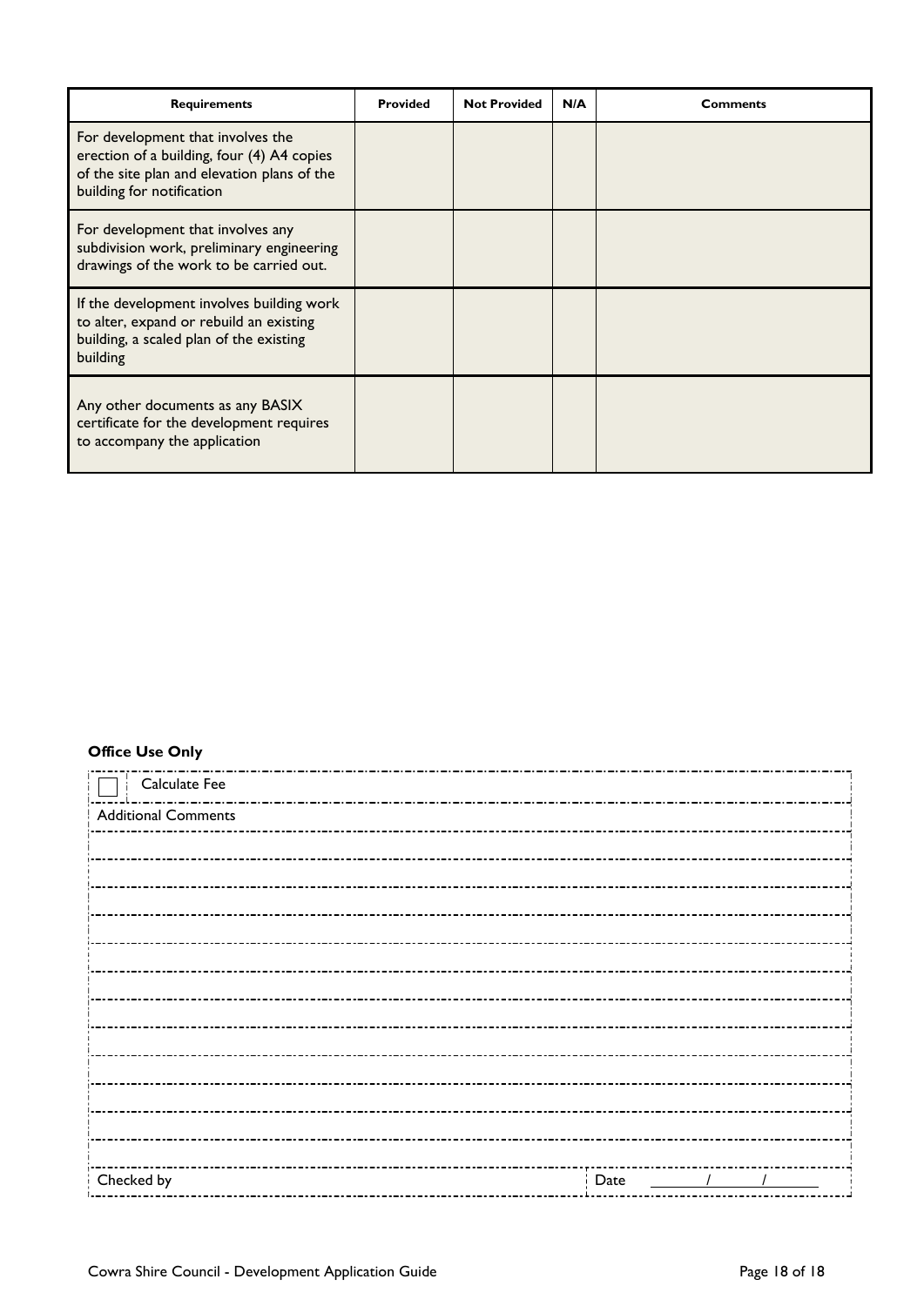| Requirements | Provided | Not Provided | N/A | Comments |
|---|---|---|---|---|
| For development that involves the erection of a building, four (4) A4 copies of the site plan and elevation plans of the building for notification | | | | |
| For development that involves any subdivision work, preliminary engineering drawings of the work to be carried out. | | | | |
| If the development involves building work to alter, expand or rebuild an existing building, a scaled plan of the existing building | | | | |
| Any other documents as any BASIX certificate for the development requires to accompany the application | | | | |

**Office Use Only**

| | |
|---|---|
| ☐ Calculate Fee | |
| Additional Comments | |
| | |
| | |
| | |
| | |
| | |
| | |
| | |
| | |
| | |
| | |
| | |
| | |
| Checked by | Date / / |